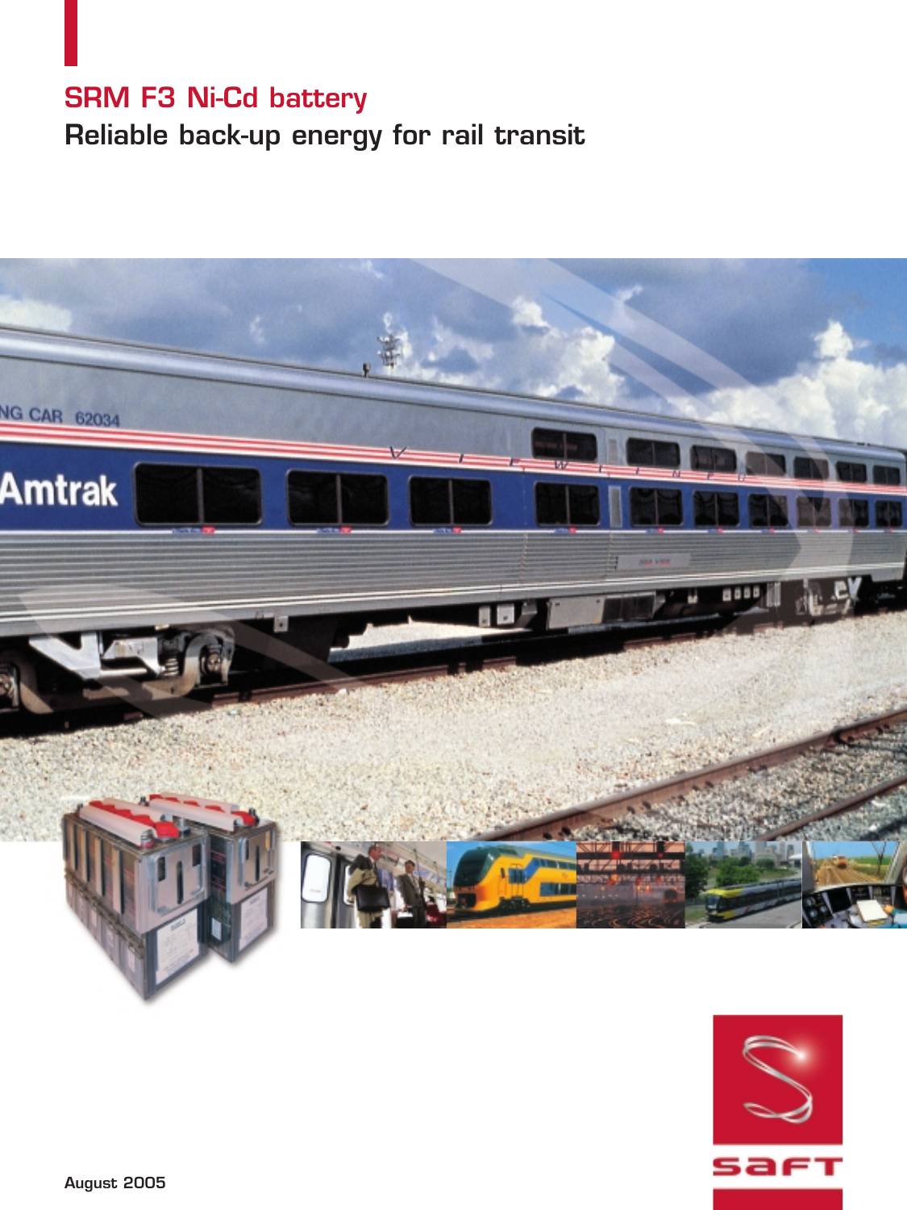# SRM F3 Ni-Cd battery

## Reliable back-up energy for rail transit

August 2005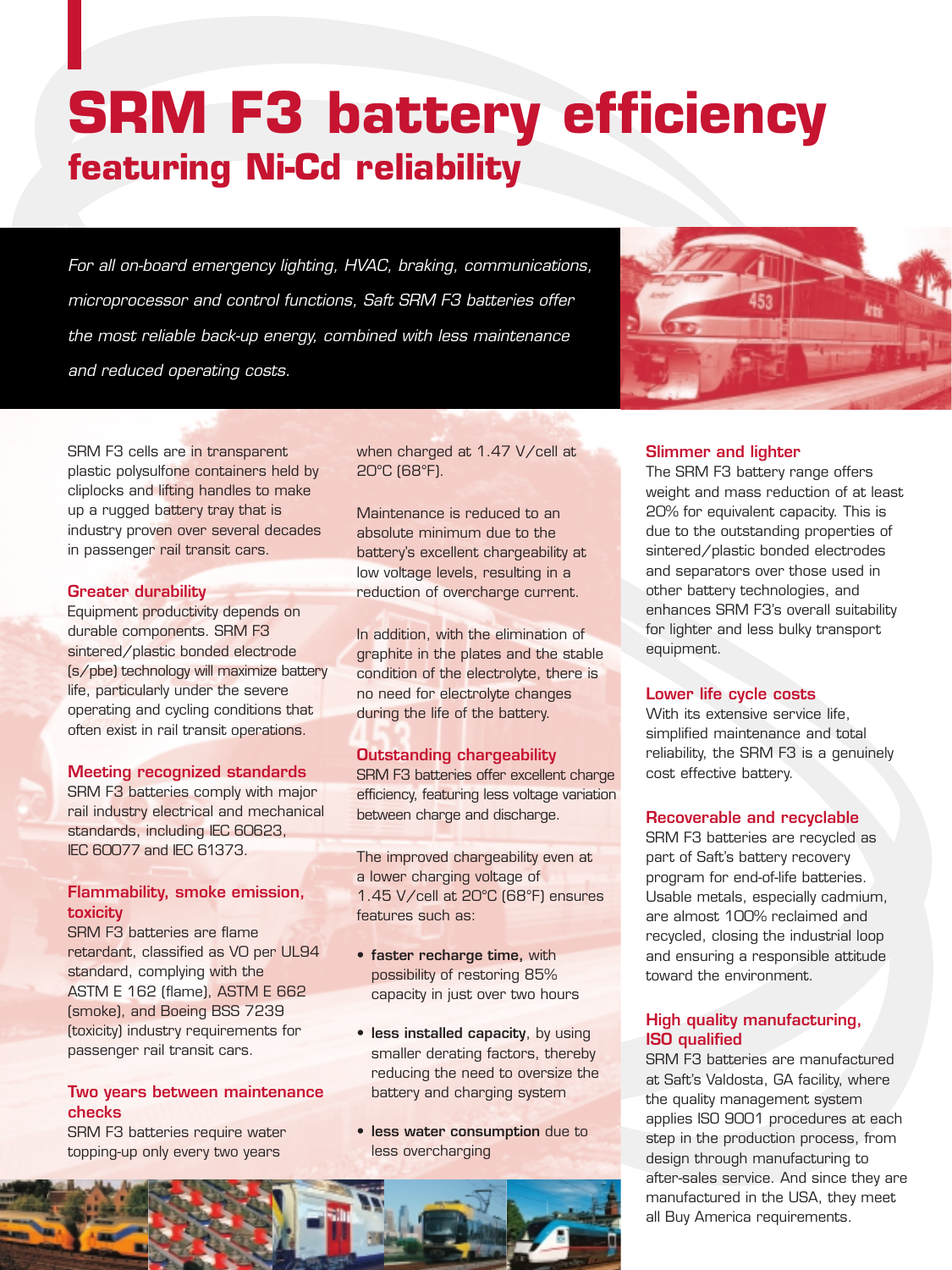# SRM F3 battery efficiency

## featuring Ni-Cd reliability

*For all on-board emergency lighting, HVAC, braking, communications, microprocessor and control functions, Saft SRM F3 batteries offer the most reliable back-up energy, combined with less maintenance and reduced operating costs.*

SRM F3 cells are in transparent plastic polysulfone containers held by cliplocks and lifting handles to make up a rugged battery tray that is industry proven over several decades in passenger rail transit cars.

### Greater durability

Equipment productivity depends on durable components. SRM F3 sintered/plastic bonded electrode (s/pbe) technology will maximize battery life, particularly under the severe operating and cycling conditions that often exist in rail transit operations.

### Meeting recognized standards

SRM F3 batteries comply with major rail industry electrical and mechanical standards, including IEC 60623, IEC 60077 and IEC 61373.

### Flammability, smoke emission, toxicity

SRM F3 batteries are flame retardant, classified as VO per UL94 standard, complying with the ASTM E 162 (flame), ASTM E 662 (smoke), and Boeing BSS 7239 (toxicity) industry requirements for passenger rail transit cars.

### Two years between maintenance checks

SRM F3 batteries require water topping-up only every two years when charged at 1.47 V/cell at 20°C (68°F).

Maintenance is reduced to an absolute minimum due to the battery's excellent chargeability at low voltage levels, resulting in a reduction of overcharge current.

In addition, with the elimination of graphite in the plates and the stable condition of the electrolyte, there is no need for electrolyte changes during the life of the battery.

### Outstanding chargeability

SRM F3 batteries offer excellent charge efficiency, featuring less voltage variation between charge and discharge.

The improved chargeability even at a lower charging voltage of 1.45 V/cell at 20°C (68°F) ensures features such as:

- **faster recharge time,** with possibility of restoring 85% capacity in just over two hours
- **less installed capacity**, by using smaller derating factors, thereby reducing the need to oversize the battery and charging system
- **less water consumption** due to less overcharging

### Slimmer and lighter

The SRM F3 battery range offers weight and mass reduction of at least 20% for equivalent capacity. This is due to the outstanding properties of sintered/plastic bonded electrodes and separators over those used in other battery technologies, and enhances SRM F3's overall suitability for lighter and less bulky transport equipment.

### Lower life cycle costs

With its extensive service life, simplified maintenance and total reliability, the SRM F3 is a genuinely cost effective battery.

### Recoverable and recyclable

SRM F3 batteries are recycled as part of Saft's battery recovery program for end-of-life batteries. Usable metals, especially cadmium, are almost 100% reclaimed and recycled, closing the industrial loop and ensuring a responsible attitude toward the environment.

### High quality manufacturing, ISO qualified

SRM F3 batteries are manufactured at Saft's Valdosta, GA facility, where the quality management system applies ISO 9001 procedures at each step in the production process, from design through manufacturing to after-sales service. And since they are manufactured in the USA, they meet all Buy America requirements.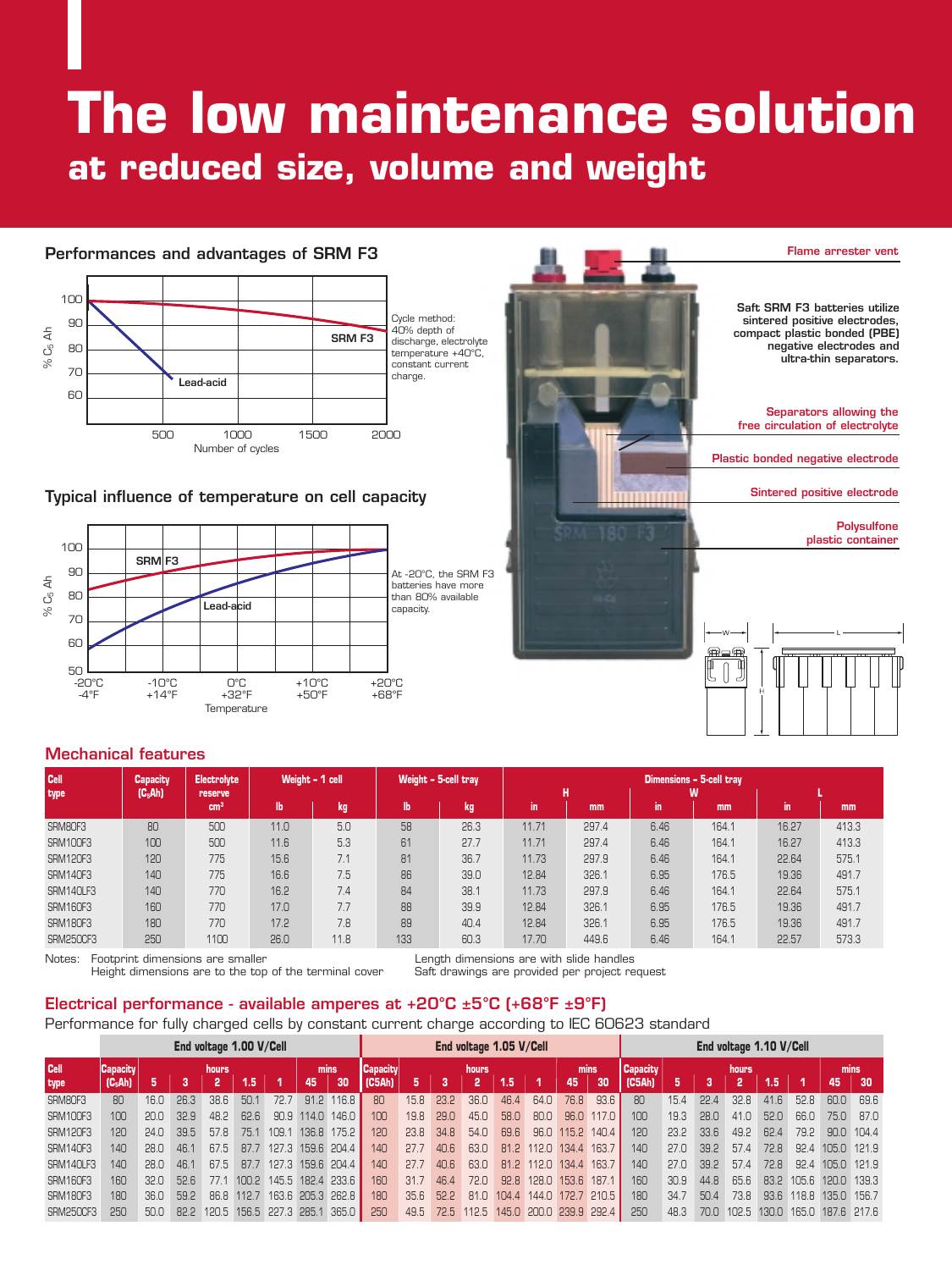# The low maintenance solution

## at reduced size, volume and weight

### Performances and advantages of SRM F3

Cycle method: 40% depth of discharge, electrolyte temperature +40°C, constant current charge.

### Typical influence of temperature on cell capacity

At -20°C, the SRM F3 batteries have more than 80% available capacity.

Flame arrester vent

Saft SRM F3 batteries utilize sintered positive electrodes, compact plastic bonded (PBE) negative electrodes and ultra-thin separators.

Separators allowing the free circulation of electrolyte

Plastic bonded negative electrode

Sintered positive electrode

Polysulfone plastic container

## Mechanical features

| Cell type | Capacity ($C_5$Ah) | Electrolyte reserve cm³ | Weight - 1 cell lb | Weight - 1 cell kg | Weight - 5-cell tray lb | Weight - 5-cell tray kg | Dimensions - 5-cell tray H in | H mm | W in | W mm | L in | L mm |
|---|---|---|---|---|---|---|---|---|---|---|---|---|
| SRM80F3 | 80 | 500 | 11.0 | 5.0 | 58 | 26.3 | 11.71 | 297.4 | 6.46 | 164.1 | 16.27 | 413.3 |
| SRM100F3 | 100 | 500 | 11.6 | 5.3 | 61 | 27.7 | 11.71 | 297.4 | 6.46 | 164.1 | 16.27 | 413.3 |
| SRM120F3 | 120 | 775 | 15.6 | 7.1 | 81 | 36.7 | 11.73 | 297.9 | 6.46 | 164.1 | 22.64 | 575.1 |
| SRM140F3 | 140 | 775 | 16.6 | 7.5 | 86 | 39.0 | 12.84 | 326.1 | 6.95 | 176.5 | 19.36 | 491.7 |
| SRM140LF3 | 140 | 770 | 16.2 | 7.4 | 84 | 38.1 | 11.73 | 297.9 | 6.46 | 164.1 | 22.64 | 575.1 |
| SRM160F3 | 160 | 770 | 17.0 | 7.7 | 88 | 39.9 | 12.84 | 326.1 | 6.95 | 176.5 | 19.36 | 491.7 |
| SRM180F3 | 180 | 770 | 17.2 | 7.8 | 89 | 40.4 | 12.84 | 326.1 | 6.95 | 176.5 | 19.36 | 491.7 |
| SRM250OF3 | 250 | 1100 | 26.0 | 11.8 | 133 | 60.3 | 17.70 | 449.6 | 6.46 | 164.1 | 22.57 | 573.3 |

Notes: Footprint dimensions are smaller
Height dimensions are to the top of the terminal cover
Length dimensions are with slide handles
Saft drawings are provided per project request

## Electrical performance - available amperes at +20°C ±5°C (+68°F ±9°F)

Performance for fully charged cells by constant current charge according to IEC 60623 standard

| Cell type | End voltage 1.00 V/Cell Capacity ($C_5$Ah) | 5 h | 3 h | 2 h | 1.5 h | 1 h | 45 mins | 30 mins | End voltage 1.05 V/Cell Capacity (C5Ah) | 5 h | 3 h | 2 h | 1.5 h | 1 h | 45 mins | 30 mins | End voltage 1.10 V/Cell Capacity (C5Ah) | 5 h | 3 h | 2 h | 1.5 h | 1 h | 45 mins | 30 mins |
|---|---|---|---|---|---|---|---|---|---|---|---|---|---|---|---|---|---|---|---|---|---|---|---|---|
| SRM80F3 | 80 | 16.0 | 26.3 | 38.6 | 50.1 | 72.7 | 91.2 | 116.8 | 80 | 15.8 | 23.2 | 36.0 | 46.4 | 64.0 | 76.8 | 93.6 | 80 | 15.4 | 22.4 | 32.8 | 41.6 | 52.8 | 60.0 | 69.6 |
| SRM100F3 | 100 | 20.0 | 32.9 | 48.2 | 62.6 | 90.9 | 114.0 | 146.0 | 100 | 19.8 | 29.0 | 45.0 | 58.0 | 80.0 | 96.0 | 117.0 | 100 | 19.3 | 28.0 | 41.0 | 52.0 | 66.0 | 75.0 | 87.0 |
| SRM120F3 | 120 | 24.0 | 39.5 | 57.8 | 75.1 | 109.1 | 136.8 | 175.2 | 120 | 23.8 | 34.8 | 54.0 | 69.6 | 96.0 | 115.2 | 140.4 | 120 | 23.2 | 33.6 | 49.2 | 62.4 | 79.2 | 90.0 | 104.4 |
| SRM140F3 | 140 | 28.0 | 46.1 | 67.5 | 87.7 | 127.3 | 159.6 | 204.4 | 140 | 27.7 | 40.6 | 63.0 | 81.2 | 112.0 | 134.4 | 163.7 | 140 | 27.0 | 39.2 | 57.4 | 72.8 | 92.4 | 105.0 | 121.9 |
| SRM140LF3 | 140 | 28.0 | 46.1 | 67.5 | 87.7 | 127.3 | 159.6 | 204.4 | 140 | 27.7 | 40.6 | 63.0 | 81.2 | 112.0 | 134.4 | 163.7 | 140 | 27.0 | 39.2 | 57.4 | 72.8 | 92.4 | 105.0 | 121.9 |
| SRM160F3 | 160 | 32.0 | 52.6 | 77.1 | 100.2 | 145.5 | 182.4 | 233.6 | 160 | 31.7 | 46.4 | 72.0 | 92.8 | 128.0 | 153.6 | 187.1 | 160 | 30.9 | 44.8 | 65.6 | 83.2 | 105.6 | 120.0 | 139.3 |
| SRM180F3 | 180 | 36.0 | 59.2 | 86.8 | 112.7 | 163.6 | 205.3 | 262.8 | 180 | 35.6 | 52.2 | 81.0 | 104.4 | 144.0 | 172.7 | 210.5 | 180 | 34.7 | 50.4 | 73.8 | 93.6 | 118.8 | 135.0 | 156.7 |
| SRM250OF3 | 250 | 50.0 | 82.2 | 120.5 | 156.5 | 227.3 | 285.1 | 365.0 | 250 | 49.5 | 72.5 | 112.5 | 145.0 | 200.0 | 239.9 | 292.4 | 250 | 48.3 | 70.0 | 102.5 | 130.0 | 165.0 | 187.6 | 217.6 |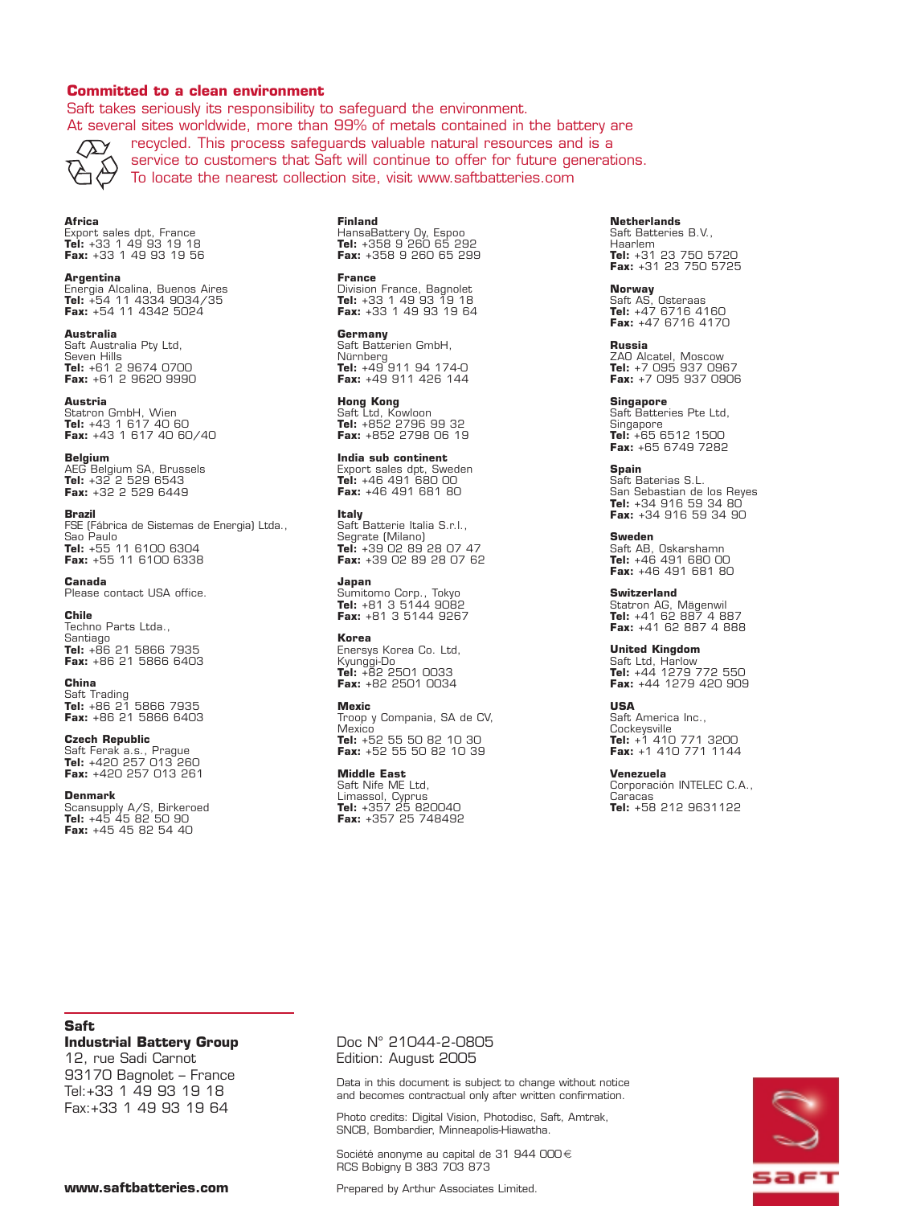## Committed to a clean environment

Saft takes seriously its responsibility to safeguard the environment.
At several sites worldwide, more than 99% of metals contained in the battery are recycled. This process safeguards valuable natural resources and is a service to customers that Saft will continue to offer for future generations.
To locate the nearest collection site, visit www.saftbatteries.com

**Africa**
Export sales dpt, France
**Tel:** +33 1 49 93 19 18
**Fax:** +33 1 49 93 19 56

**Argentina**
Energia Alcalina, Buenos Aires
**Tel:** +54 11 4334 9034/35
**Fax:** +54 11 4342 5024

**Australia**
Saft Australia Pty Ltd,
Seven Hills
**Tel:** +61 2 9674 0700
**Fax:** +61 2 9620 9990

**Austria**
Statron GmbH, Wien
**Tel:** +43 1 617 40 60
**Fax:** +43 1 617 40 60/40

**Belgium**
AEG Belgium SA, Brussels
**Tel:** +32 2 529 6543
**Fax:** +32 2 529 6449

**Brazil**
FSE (Fábrica de Sistemas de Energia) Ltda.,
Sao Paulo
**Tel:** +55 11 6100 6304
**Fax:** +55 11 6100 6338

**Canada**
Please contact USA office.

**Chile**
Techno Parts Ltda.,
Santiago
**Tel:** +86 21 5866 7935
**Fax:** +86 21 5866 6403

**China**
Saft Trading
**Tel:** +86 21 5866 7935
**Fax:** +86 21 5866 6403

**Czech Republic**
Saft Ferak a.s., Prague
**Tel:** +420 257 013 260
**Fax:** +420 257 013 261

**Denmark**
Scansupply A/S, Birkeroed
**Tel:** +45 45 82 50 90
**Fax:** +45 45 82 54 40

**Finland**
HansaBattery Oy, Espoo
**Tel:** +358 9 260 65 292
**Fax:** +358 9 260 65 299

**France**
Division France, Bagnolet
**Tel:** +33 1 49 93 19 18
**Fax:** +33 1 49 93 19 64

**Germany**
Saft Batterien GmbH,
Nürnberg
**Tel:** +49 911 94 174-0
**Fax:** +49 911 426 144

**Hong Kong**
Saft Ltd, Kowloon
**Tel:** +852 2796 99 32
**Fax:** +852 2798 06 19

**India sub continent**
Export sales dpt, Sweden
**Tel:** +46 491 680 00
**Fax:** +46 491 681 80

**Italy**
Saft Batterie Italia S.r.l.,
Segrate (Milano)
**Tel:** +39 02 89 28 07 47
**Fax:** +39 02 89 28 07 62

**Japan**
Sumitomo Corp., Tokyo
**Tel:** +81 3 5144 9082
**Fax:** +81 3 5144 9267

**Korea**
Enersys Korea Co. Ltd,
Kyunggi-Do
**Tel:** +82 2501 0033
**Fax:** +82 2501 0034

**Mexic**
Troop y Compania, SA de CV,
Mexico
**Tel:** +52 55 50 82 10 30
**Fax:** +52 55 50 82 10 39

**Middle East**
Saft Nife ME Ltd,
Limassol, Cyprus
**Tel:** +357 25 820040
**Fax:** +357 25 748492

**Netherlands**
Saft Batteries B.V.,
Haarlem
**Tel:** +31 23 750 5720
**Fax:** +31 23 750 5725

**Norway**
Saft AS, Osteraas
**Tel:** +47 6716 4160
**Fax:** +47 6716 4170

**Russia**
ZAO Alcatel, Moscow
**Tel:** +7 095 937 0967
**Fax:** +7 095 937 0906

**Singapore**
Saft Batteries Pte Ltd,
Singapore
**Tel:** +65 6512 1500
**Fax:** +65 6749 7282

**Spain**
Saft Baterias S.L.
San Sebastian de los Reyes
**Tel:** +34 916 59 34 80
**Fax:** +34 916 59 34 90

**Sweden**
Saft AB, Oskarshamn
**Tel:** +46 491 680 00
**Fax:** +46 491 681 80

**Switzerland**
Statron AG, Mägenwil
**Tel:** +41 62 887 4 887
**Fax:** +41 62 887 4 888

**United Kingdom**
Saft Ltd, Harlow
**Tel:** +44 1279 772 550
**Fax:** +44 1279 420 909

**USA**
Saft America Inc.,
Cockeysville
**Tel:** +1 410 771 3200
**Fax:** +1 410 771 1144

**Venezuela**
Corporación INTELEC C.A.,
Caracas
**Tel:** +58 212 9631122

**Saft**
**Industrial Battery Group**
12, rue Sadi Carnot
93170 Bagnolet – France
Tel:+33 1 49 93 19 18
Fax:+33 1 49 93 19 64

**www.saftbatteries.com**

Doc N° 21044-2-0805
Edition: August 2005

Data in this document is subject to change without notice and becomes contractual only after written confirmation.

Photo credits: Digital Vision, Photodisc, Saft, Amtrak, SNCB, Bombardier, Minneapolis-Hiawatha.

Société anonyme au capital de 31 944 000 €
RCS Bobigny B 383 703 873

Prepared by Arthur Associates Limited.